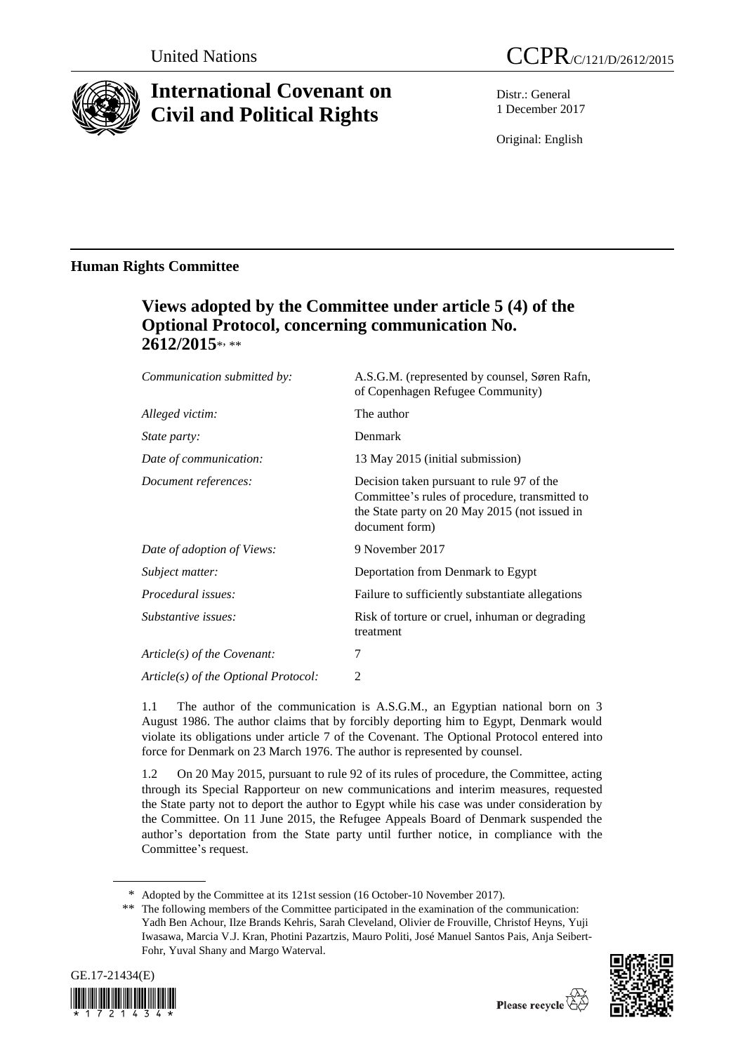United Nations CCPR/C/121/D/2612/2015

# International Covenant on Civil and Political Rights

Distr.: General
1 December 2017

Original: English

## Human Rights Committee

### Views adopted by the Committee under article 5 (4) of the Optional Protocol, concerning communication No. 2612/2015*, **

| | |
|---|---|
| *Communication submitted by:* | A.S.G.M. (represented by counsel, Søren Rafn, of Copenhagen Refugee Community) |
| *Alleged victim:* | The author |
| *State party:* | Denmark |
| *Date of communication:* | 13 May 2015 (initial submission) |
| *Document references:* | Decision taken pursuant to rule 97 of the Committee's rules of procedure, transmitted to the State party on 20 May 2015 (not issued in document form) |
| *Date of adoption of Views:* | 9 November 2017 |
| *Subject matter:* | Deportation from Denmark to Egypt |
| *Procedural issues:* | Failure to sufficiently substantiate allegations |
| *Substantive issues:* | Risk of torture or cruel, inhuman or degrading treatment |
| *Article(s) of the Covenant:* | 7 |
| *Article(s) of the Optional Protocol:* | 2 |

1.1 The author of the communication is A.S.G.M., an Egyptian national born on 3 August 1986. The author claims that by forcibly deporting him to Egypt, Denmark would violate its obligations under article 7 of the Covenant. The Optional Protocol entered into force for Denmark on 23 March 1976. The author is represented by counsel.

1.2 On 20 May 2015, pursuant to rule 92 of its rules of procedure, the Committee, acting through its Special Rapporteur on new communications and interim measures, requested the State party not to deport the author to Egypt while his case was under consideration by the Committee. On 11 June 2015, the Refugee Appeals Board of Denmark suspended the author's deportation from the State party until further notice, in compliance with the Committee's request.

---

\* Adopted by the Committee at its 121st session (16 October-10 November 2017).

\*\* The following members of the Committee participated in the examination of the communication: Yadh Ben Achour, Ilze Brands Kehris, Sarah Cleveland, Olivier de Frouville, Christof Heyns, Yuji Iwasawa, Marcia V.J. Kran, Photini Pazartzis, Mauro Politi, José Manuel Santos Pais, Anja Seibert-Fohr, Yuval Shany and Margo Waterval.

GE.17-21434(E)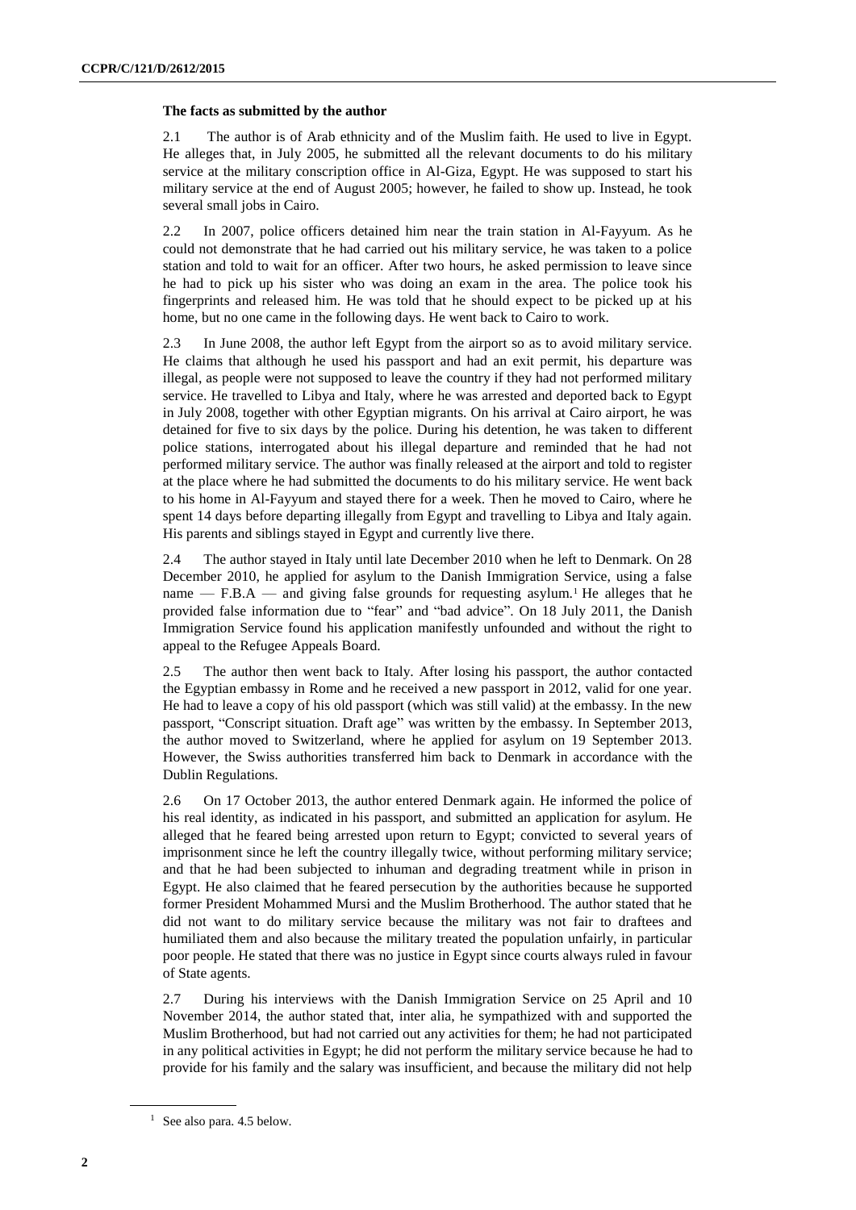## The facts as submitted by the author

2.1 The author is of Arab ethnicity and of the Muslim faith. He used to live in Egypt. He alleges that, in July 2005, he submitted all the relevant documents to do his military service at the military conscription office in Al-Giza, Egypt. He was supposed to start his military service at the end of August 2005; however, he failed to show up. Instead, he took several small jobs in Cairo.

2.2 In 2007, police officers detained him near the train station in Al-Fayyum. As he could not demonstrate that he had carried out his military service, he was taken to a police station and told to wait for an officer. After two hours, he asked permission to leave since he had to pick up his sister who was doing an exam in the area. The police took his fingerprints and released him. He was told that he should expect to be picked up at his home, but no one came in the following days. He went back to Cairo to work.

2.3 In June 2008, the author left Egypt from the airport so as to avoid military service. He claims that although he used his passport and had an exit permit, his departure was illegal, as people were not supposed to leave the country if they had not performed military service. He travelled to Libya and Italy, where he was arrested and deported back to Egypt in July 2008, together with other Egyptian migrants. On his arrival at Cairo airport, he was detained for five to six days by the police. During his detention, he was taken to different police stations, interrogated about his illegal departure and reminded that he had not performed military service. The author was finally released at the airport and told to register at the place where he had submitted the documents to do his military service. He went back to his home in Al-Fayyum and stayed there for a week. Then he moved to Cairo, where he spent 14 days before departing illegally from Egypt and travelling to Libya and Italy again. His parents and siblings stayed in Egypt and currently live there.

2.4 The author stayed in Italy until late December 2010 when he left to Denmark. On 28 December 2010, he applied for asylum to the Danish Immigration Service, using a false name — F.B.A — and giving false grounds for requesting asylum.[1] He alleges that he provided false information due to "fear" and "bad advice". On 18 July 2011, the Danish Immigration Service found his application manifestly unfounded and without the right to appeal to the Refugee Appeals Board.

2.5 The author then went back to Italy. After losing his passport, the author contacted the Egyptian embassy in Rome and he received a new passport in 2012, valid for one year. He had to leave a copy of his old passport (which was still valid) at the embassy. In the new passport, "Conscript situation. Draft age" was written by the embassy. In September 2013, the author moved to Switzerland, where he applied for asylum on 19 September 2013. However, the Swiss authorities transferred him back to Denmark in accordance with the Dublin Regulations.

2.6 On 17 October 2013, the author entered Denmark again. He informed the police of his real identity, as indicated in his passport, and submitted an application for asylum. He alleged that he feared being arrested upon return to Egypt; convicted to several years of imprisonment since he left the country illegally twice, without performing military service; and that he had been subjected to inhuman and degrading treatment while in prison in Egypt. He also claimed that he feared persecution by the authorities because he supported former President Mohammed Mursi and the Muslim Brotherhood. The author stated that he did not want to do military service because the military was not fair to draftees and humiliated them and also because the military treated the population unfairly, in particular poor people. He stated that there was no justice in Egypt since courts always ruled in favour of State agents.

2.7 During his interviews with the Danish Immigration Service on 25 April and 10 November 2014, the author stated that, inter alia, he sympathized with and supported the Muslim Brotherhood, but had not carried out any activities for them; he had not participated in any political activities in Egypt; he did not perform the military service because he had to provide for his family and the salary was insufficient, and because the military did not help

[1] See also para. 4.5 below.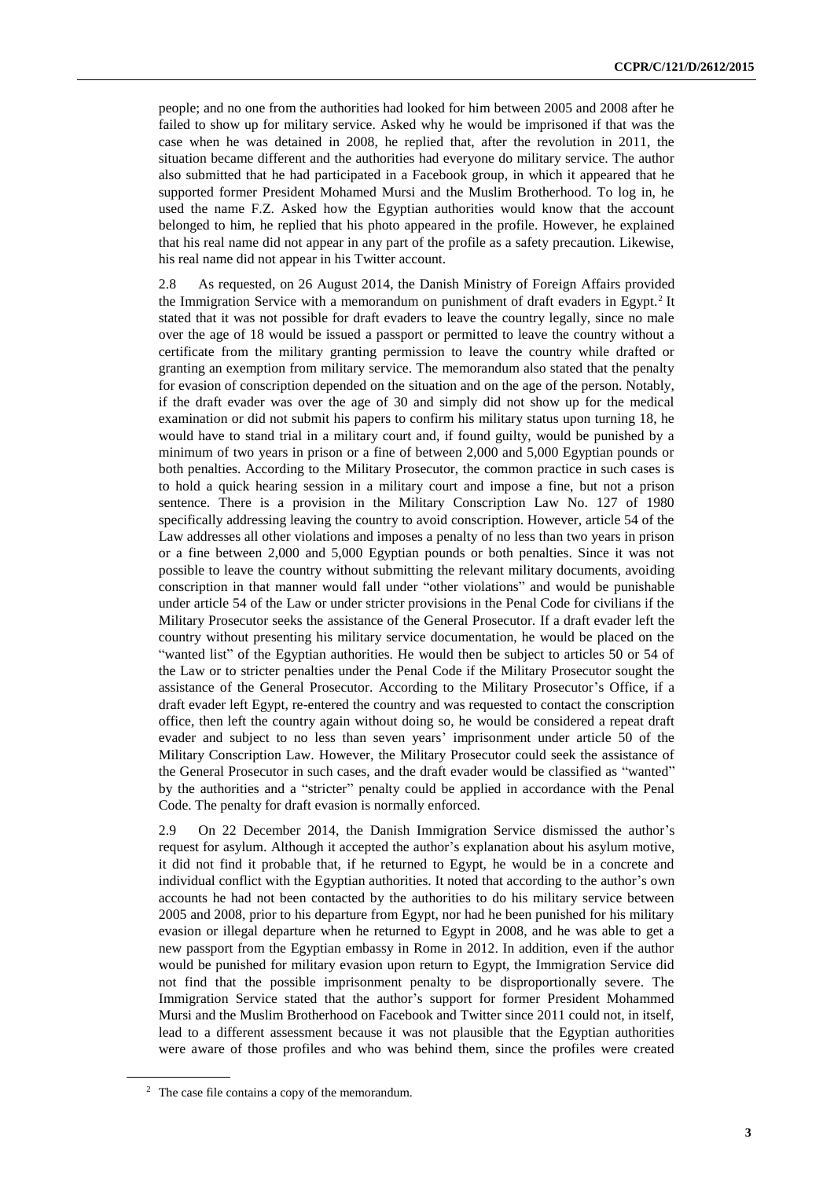people; and no one from the authorities had looked for him between 2005 and 2008 after he failed to show up for military service. Asked why he would be imprisoned if that was the case when he was detained in 2008, he replied that, after the revolution in 2011, the situation became different and the authorities had everyone do military service. The author also submitted that he had participated in a Facebook group, in which it appeared that he supported former President Mohamed Mursi and the Muslim Brotherhood. To log in, he used the name F.Z. Asked how the Egyptian authorities would know that the account belonged to him, he replied that his photo appeared in the profile. However, he explained that his real name did not appear in any part of the profile as a safety precaution. Likewise, his real name did not appear in his Twitter account.

2.8 As requested, on 26 August 2014, the Danish Ministry of Foreign Affairs provided the Immigration Service with a memorandum on punishment of draft evaders in Egypt.[2] It stated that it was not possible for draft evaders to leave the country legally, since no male over the age of 18 would be issued a passport or permitted to leave the country without a certificate from the military granting permission to leave the country while drafted or granting an exemption from military service. The memorandum also stated that the penalty for evasion of conscription depended on the situation and on the age of the person. Notably, if the draft evader was over the age of 30 and simply did not show up for the medical examination or did not submit his papers to confirm his military status upon turning 18, he would have to stand trial in a military court and, if found guilty, would be punished by a minimum of two years in prison or a fine of between 2,000 and 5,000 Egyptian pounds or both penalties. According to the Military Prosecutor, the common practice in such cases is to hold a quick hearing session in a military court and impose a fine, but not a prison sentence. There is a provision in the Military Conscription Law No. 127 of 1980 specifically addressing leaving the country to avoid conscription. However, article 54 of the Law addresses all other violations and imposes a penalty of no less than two years in prison or a fine between 2,000 and 5,000 Egyptian pounds or both penalties. Since it was not possible to leave the country without submitting the relevant military documents, avoiding conscription in that manner would fall under "other violations" and would be punishable under article 54 of the Law or under stricter provisions in the Penal Code for civilians if the Military Prosecutor seeks the assistance of the General Prosecutor. If a draft evader left the country without presenting his military service documentation, he would be placed on the "wanted list" of the Egyptian authorities. He would then be subject to articles 50 or 54 of the Law or to stricter penalties under the Penal Code if the Military Prosecutor sought the assistance of the General Prosecutor. According to the Military Prosecutor's Office, if a draft evader left Egypt, re-entered the country and was requested to contact the conscription office, then left the country again without doing so, he would be considered a repeat draft evader and subject to no less than seven years' imprisonment under article 50 of the Military Conscription Law. However, the Military Prosecutor could seek the assistance of the General Prosecutor in such cases, and the draft evader would be classified as "wanted" by the authorities and a "stricter" penalty could be applied in accordance with the Penal Code. The penalty for draft evasion is normally enforced.

2.9 On 22 December 2014, the Danish Immigration Service dismissed the author's request for asylum. Although it accepted the author's explanation about his asylum motive, it did not find it probable that, if he returned to Egypt, he would be in a concrete and individual conflict with the Egyptian authorities. It noted that according to the author's own accounts he had not been contacted by the authorities to do his military service between 2005 and 2008, prior to his departure from Egypt, nor had he been punished for his military evasion or illegal departure when he returned to Egypt in 2008, and he was able to get a new passport from the Egyptian embassy in Rome in 2012. In addition, even if the author would be punished for military evasion upon return to Egypt, the Immigration Service did not find that the possible imprisonment penalty to be disproportionally severe. The Immigration Service stated that the author's support for former President Mohammed Mursi and the Muslim Brotherhood on Facebook and Twitter since 2011 could not, in itself, lead to a different assessment because it was not plausible that the Egyptian authorities were aware of those profiles and who was behind them, since the profiles were created

[2] The case file contains a copy of the memorandum.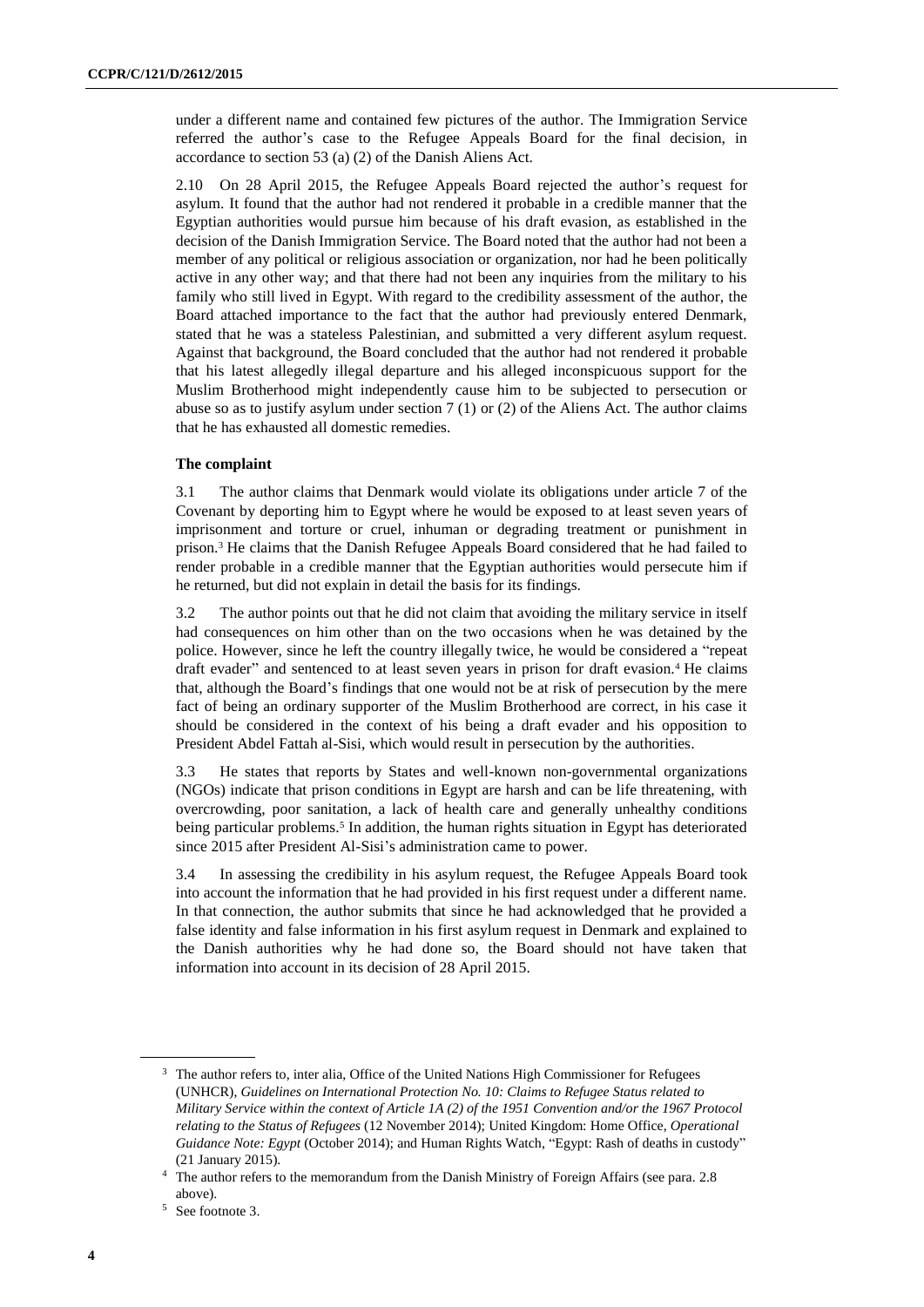under a different name and contained few pictures of the author. The Immigration Service referred the author's case to the Refugee Appeals Board for the final decision, in accordance to section 53 (a) (2) of the Danish Aliens Act.

2.10 On 28 April 2015, the Refugee Appeals Board rejected the author's request for asylum. It found that the author had not rendered it probable in a credible manner that the Egyptian authorities would pursue him because of his draft evasion, as established in the decision of the Danish Immigration Service. The Board noted that the author had not been a member of any political or religious association or organization, nor had he been politically active in any other way; and that there had not been any inquiries from the military to his family who still lived in Egypt. With regard to the credibility assessment of the author, the Board attached importance to the fact that the author had previously entered Denmark, stated that he was a stateless Palestinian, and submitted a very different asylum request. Against that background, the Board concluded that the author had not rendered it probable that his latest allegedly illegal departure and his alleged inconspicuous support for the Muslim Brotherhood might independently cause him to be subjected to persecution or abuse so as to justify asylum under section 7 (1) or (2) of the Aliens Act. The author claims that he has exhausted all domestic remedies.

### The complaint

3.1 The author claims that Denmark would violate its obligations under article 7 of the Covenant by deporting him to Egypt where he would be exposed to at least seven years of imprisonment and torture or cruel, inhuman or degrading treatment or punishment in prison.[3] He claims that the Danish Refugee Appeals Board considered that he had failed to render probable in a credible manner that the Egyptian authorities would persecute him if he returned, but did not explain in detail the basis for its findings.

3.2 The author points out that he did not claim that avoiding the military service in itself had consequences on him other than on the two occasions when he was detained by the police. However, since he left the country illegally twice, he would be considered a "repeat draft evader" and sentenced to at least seven years in prison for draft evasion.[4] He claims that, although the Board's findings that one would not be at risk of persecution by the mere fact of being an ordinary supporter of the Muslim Brotherhood are correct, in his case it should be considered in the context of his being a draft evader and his opposition to President Abdel Fattah al-Sisi, which would result in persecution by the authorities.

3.3 He states that reports by States and well-known non-governmental organizations (NGOs) indicate that prison conditions in Egypt are harsh and can be life threatening, with overcrowding, poor sanitation, a lack of health care and generally unhealthy conditions being particular problems.[5] In addition, the human rights situation in Egypt has deteriorated since 2015 after President Al-Sisi's administration came to power.

3.4 In assessing the credibility in his asylum request, the Refugee Appeals Board took into account the information that he had provided in his first request under a different name. In that connection, the author submits that since he had acknowledged that he provided a false identity and false information in his first asylum request in Denmark and explained to the Danish authorities why he had done so, the Board should not have taken that information into account in its decision of 28 April 2015.

---

[3] The author refers to, inter alia, Office of the United Nations High Commissioner for Refugees (UNHCR), *Guidelines on International Protection No. 10: Claims to Refugee Status related to Military Service within the context of Article 1A (2) of the 1951 Convention and/or the 1967 Protocol relating to the Status of Refugees* (12 November 2014); United Kingdom: Home Office, *Operational Guidance Note: Egypt* (October 2014); and Human Rights Watch, "Egypt: Rash of deaths in custody" (21 January 2015).

[4] The author refers to the memorandum from the Danish Ministry of Foreign Affairs (see para. 2.8 above).

[5] See footnote 3.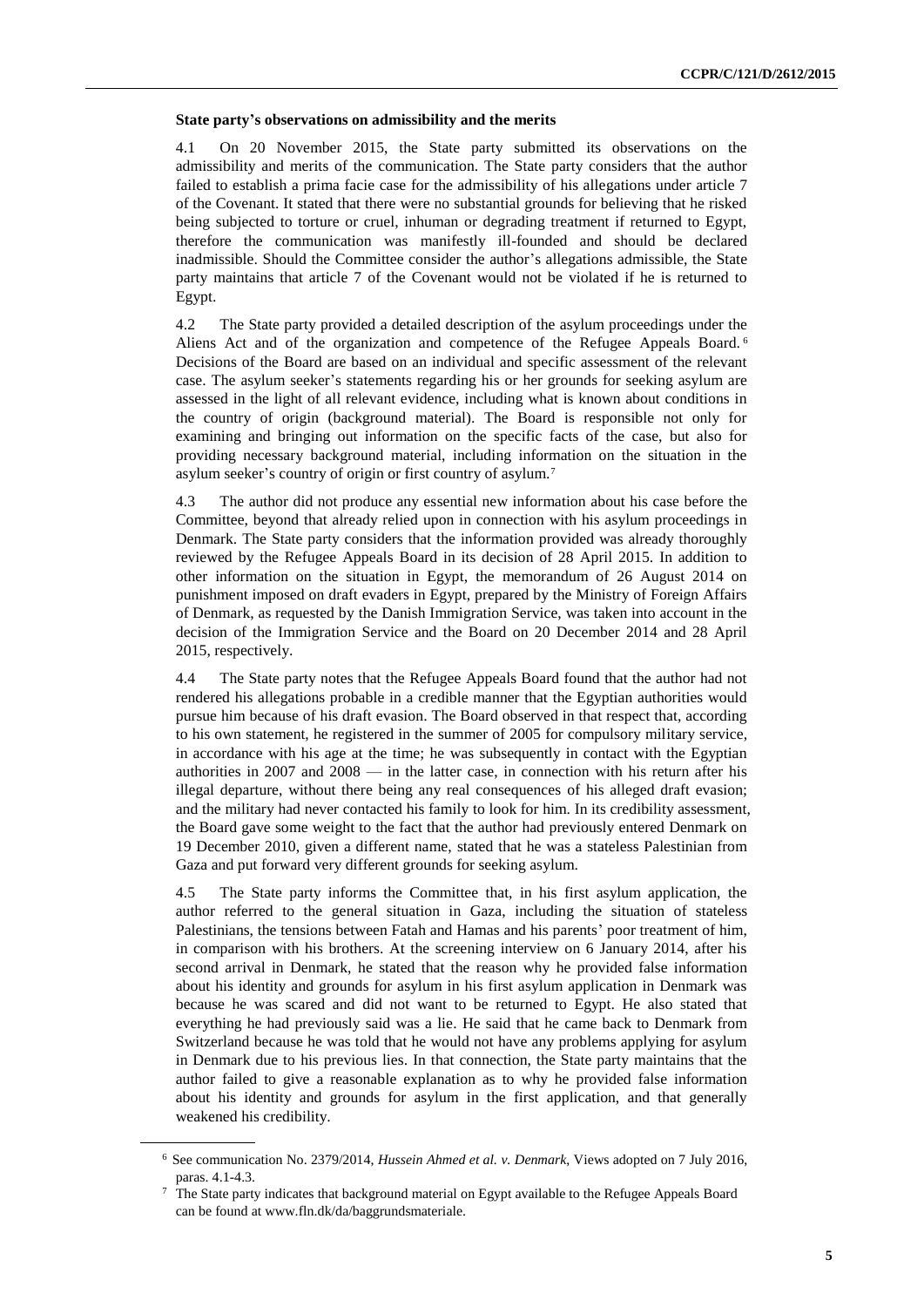**State party's observations on admissibility and the merits**

4.1 On 20 November 2015, the State party submitted its observations on the admissibility and merits of the communication. The State party considers that the author failed to establish a prima facie case for the admissibility of his allegations under article 7 of the Covenant. It stated that there were no substantial grounds for believing that he risked being subjected to torture or cruel, inhuman or degrading treatment if returned to Egypt, therefore the communication was manifestly ill-founded and should be declared inadmissible. Should the Committee consider the author's allegations admissible, the State party maintains that article 7 of the Covenant would not be violated if he is returned to Egypt.

4.2 The State party provided a detailed description of the asylum proceedings under the Aliens Act and of the organization and competence of the Refugee Appeals Board.[6] Decisions of the Board are based on an individual and specific assessment of the relevant case. The asylum seeker's statements regarding his or her grounds for seeking asylum are assessed in the light of all relevant evidence, including what is known about conditions in the country of origin (background material). The Board is responsible not only for examining and bringing out information on the specific facts of the case, but also for providing necessary background material, including information on the situation in the asylum seeker's country of origin or first country of asylum.[7]

4.3 The author did not produce any essential new information about his case before the Committee, beyond that already relied upon in connection with his asylum proceedings in Denmark. The State party considers that the information provided was already thoroughly reviewed by the Refugee Appeals Board in its decision of 28 April 2015. In addition to other information on the situation in Egypt, the memorandum of 26 August 2014 on punishment imposed on draft evaders in Egypt, prepared by the Ministry of Foreign Affairs of Denmark, as requested by the Danish Immigration Service, was taken into account in the decision of the Immigration Service and the Board on 20 December 2014 and 28 April 2015, respectively.

4.4 The State party notes that the Refugee Appeals Board found that the author had not rendered his allegations probable in a credible manner that the Egyptian authorities would pursue him because of his draft evasion. The Board observed in that respect that, according to his own statement, he registered in the summer of 2005 for compulsory military service, in accordance with his age at the time; he was subsequently in contact with the Egyptian authorities in 2007 and 2008 — in the latter case, in connection with his return after his illegal departure, without there being any real consequences of his alleged draft evasion; and the military had never contacted his family to look for him. In its credibility assessment, the Board gave some weight to the fact that the author had previously entered Denmark on 19 December 2010, given a different name, stated that he was a stateless Palestinian from Gaza and put forward very different grounds for seeking asylum.

4.5 The State party informs the Committee that, in his first asylum application, the author referred to the general situation in Gaza, including the situation of stateless Palestinians, the tensions between Fatah and Hamas and his parents' poor treatment of him, in comparison with his brothers. At the screening interview on 6 January 2014, after his second arrival in Denmark, he stated that the reason why he provided false information about his identity and grounds for asylum in his first asylum application in Denmark was because he was scared and did not want to be returned to Egypt. He also stated that everything he had previously said was a lie. He said that he came back to Denmark from Switzerland because he was told that he would not have any problems applying for asylum in Denmark due to his previous lies. In that connection, the State party maintains that the author failed to give a reasonable explanation as to why he provided false information about his identity and grounds for asylum in the first application, and that generally weakened his credibility.

---

[6] See communication No. 2379/2014, *Hussein Ahmed et al. v. Denmark*, Views adopted on 7 July 2016, paras. 4.1-4.3.

[7] The State party indicates that background material on Egypt available to the Refugee Appeals Board can be found at www.fln.dk/da/baggrundsmateriale.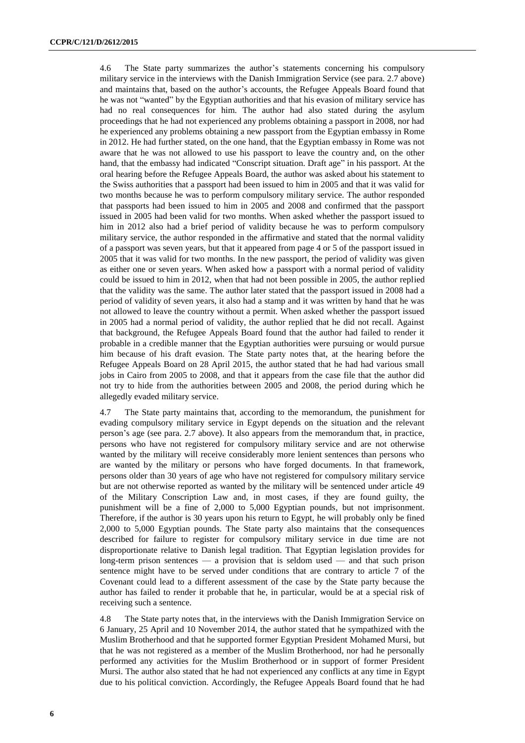4.6 The State party summarizes the author's statements concerning his compulsory military service in the interviews with the Danish Immigration Service (see para. 2.7 above) and maintains that, based on the author's accounts, the Refugee Appeals Board found that he was not "wanted" by the Egyptian authorities and that his evasion of military service has had no real consequences for him. The author had also stated during the asylum proceedings that he had not experienced any problems obtaining a passport in 2008, nor had he experienced any problems obtaining a new passport from the Egyptian embassy in Rome in 2012. He had further stated, on the one hand, that the Egyptian embassy in Rome was not aware that he was not allowed to use his passport to leave the country and, on the other hand, that the embassy had indicated "Conscript situation. Draft age" in his passport. At the oral hearing before the Refugee Appeals Board, the author was asked about his statement to the Swiss authorities that a passport had been issued to him in 2005 and that it was valid for two months because he was to perform compulsory military service. The author responded that passports had been issued to him in 2005 and 2008 and confirmed that the passport issued in 2005 had been valid for two months. When asked whether the passport issued to him in 2012 also had a brief period of validity because he was to perform compulsory military service, the author responded in the affirmative and stated that the normal validity of a passport was seven years, but that it appeared from page 4 or 5 of the passport issued in 2005 that it was valid for two months. In the new passport, the period of validity was given as either one or seven years. When asked how a passport with a normal period of validity could be issued to him in 2012, when that had not been possible in 2005, the author replied that the validity was the same. The author later stated that the passport issued in 2008 had a period of validity of seven years, it also had a stamp and it was written by hand that he was not allowed to leave the country without a permit. When asked whether the passport issued in 2005 had a normal period of validity, the author replied that he did not recall. Against that background, the Refugee Appeals Board found that the author had failed to render it probable in a credible manner that the Egyptian authorities were pursuing or would pursue him because of his draft evasion. The State party notes that, at the hearing before the Refugee Appeals Board on 28 April 2015, the author stated that he had had various small jobs in Cairo from 2005 to 2008, and that it appears from the case file that the author did not try to hide from the authorities between 2005 and 2008, the period during which he allegedly evaded military service.

4.7 The State party maintains that, according to the memorandum, the punishment for evading compulsory military service in Egypt depends on the situation and the relevant person's age (see para. 2.7 above). It also appears from the memorandum that, in practice, persons who have not registered for compulsory military service and are not otherwise wanted by the military will receive considerably more lenient sentences than persons who are wanted by the military or persons who have forged documents. In that framework, persons older than 30 years of age who have not registered for compulsory military service but are not otherwise reported as wanted by the military will be sentenced under article 49 of the Military Conscription Law and, in most cases, if they are found guilty, the punishment will be a fine of 2,000 to 5,000 Egyptian pounds, but not imprisonment. Therefore, if the author is 30 years upon his return to Egypt, he will probably only be fined 2,000 to 5,000 Egyptian pounds. The State party also maintains that the consequences described for failure to register for compulsory military service in due time are not disproportionate relative to Danish legal tradition. That Egyptian legislation provides for long-term prison sentences — a provision that is seldom used — and that such prison sentence might have to be served under conditions that are contrary to article 7 of the Covenant could lead to a different assessment of the case by the State party because the author has failed to render it probable that he, in particular, would be at a special risk of receiving such a sentence.

4.8 The State party notes that, in the interviews with the Danish Immigration Service on 6 January, 25 April and 10 November 2014, the author stated that he sympathized with the Muslim Brotherhood and that he supported former Egyptian President Mohamed Mursi, but that he was not registered as a member of the Muslim Brotherhood, nor had he personally performed any activities for the Muslim Brotherhood or in support of former President Mursi. The author also stated that he had not experienced any conflicts at any time in Egypt due to his political conviction. Accordingly, the Refugee Appeals Board found that he had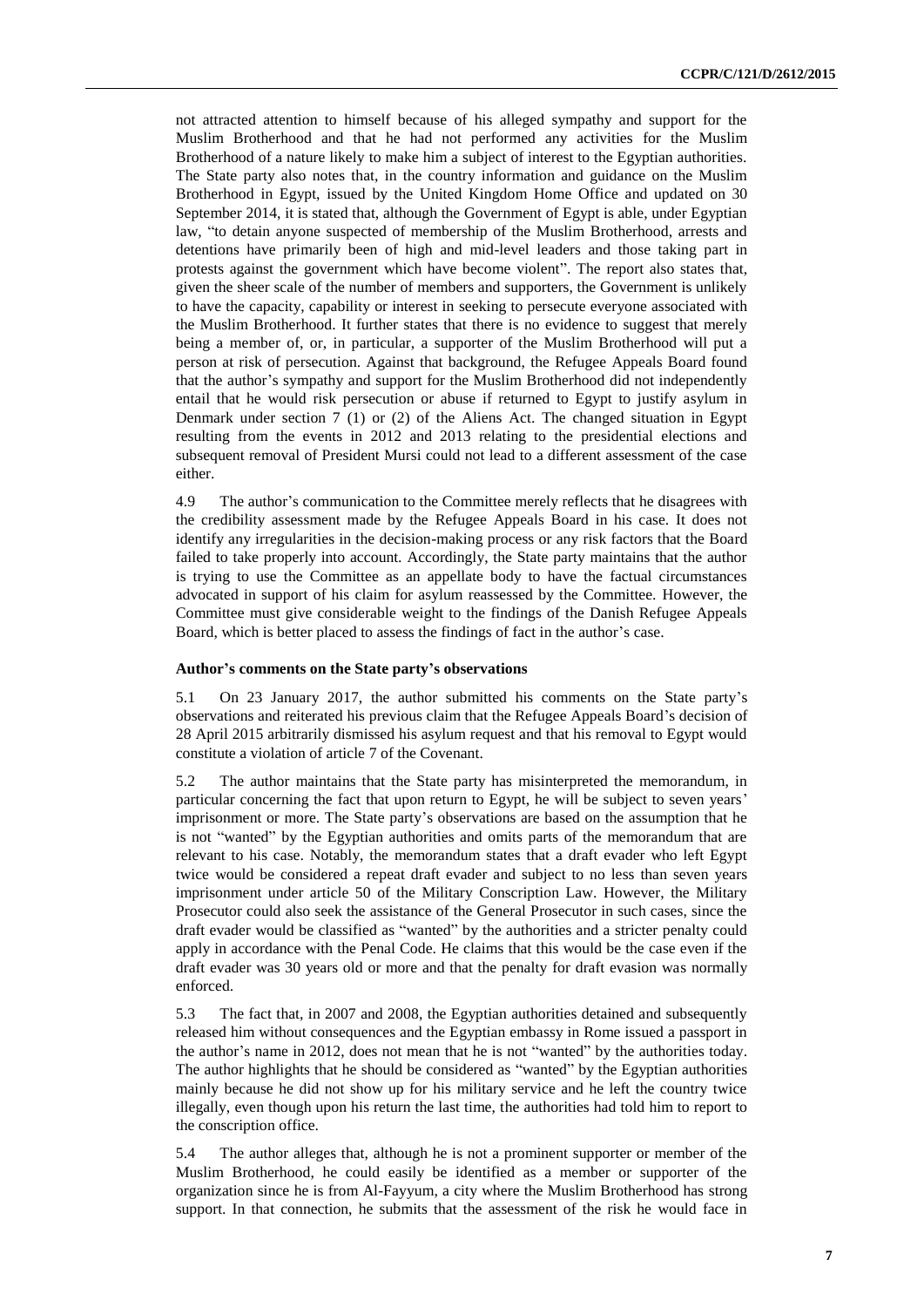not attracted attention to himself because of his alleged sympathy and support for the Muslim Brotherhood and that he had not performed any activities for the Muslim Brotherhood of a nature likely to make him a subject of interest to the Egyptian authorities. The State party also notes that, in the country information and guidance on the Muslim Brotherhood in Egypt, issued by the United Kingdom Home Office and updated on 30 September 2014, it is stated that, although the Government of Egypt is able, under Egyptian law, "to detain anyone suspected of membership of the Muslim Brotherhood, arrests and detentions have primarily been of high and mid-level leaders and those taking part in protests against the government which have become violent". The report also states that, given the sheer scale of the number of members and supporters, the Government is unlikely to have the capacity, capability or interest in seeking to persecute everyone associated with the Muslim Brotherhood. It further states that there is no evidence to suggest that merely being a member of, or, in particular, a supporter of the Muslim Brotherhood will put a person at risk of persecution. Against that background, the Refugee Appeals Board found that the author's sympathy and support for the Muslim Brotherhood did not independently entail that he would risk persecution or abuse if returned to Egypt to justify asylum in Denmark under section 7 (1) or (2) of the Aliens Act. The changed situation in Egypt resulting from the events in 2012 and 2013 relating to the presidential elections and subsequent removal of President Mursi could not lead to a different assessment of the case either.

4.9 The author's communication to the Committee merely reflects that he disagrees with the credibility assessment made by the Refugee Appeals Board in his case. It does not identify any irregularities in the decision-making process or any risk factors that the Board failed to take properly into account. Accordingly, the State party maintains that the author is trying to use the Committee as an appellate body to have the factual circumstances advocated in support of his claim for asylum reassessed by the Committee. However, the Committee must give considerable weight to the findings of the Danish Refugee Appeals Board, which is better placed to assess the findings of fact in the author's case.

### Author's comments on the State party's observations

5.1 On 23 January 2017, the author submitted his comments on the State party's observations and reiterated his previous claim that the Refugee Appeals Board's decision of 28 April 2015 arbitrarily dismissed his asylum request and that his removal to Egypt would constitute a violation of article 7 of the Covenant.

5.2 The author maintains that the State party has misinterpreted the memorandum, in particular concerning the fact that upon return to Egypt, he will be subject to seven years' imprisonment or more. The State party's observations are based on the assumption that he is not "wanted" by the Egyptian authorities and omits parts of the memorandum that are relevant to his case. Notably, the memorandum states that a draft evader who left Egypt twice would be considered a repeat draft evader and subject to no less than seven years imprisonment under article 50 of the Military Conscription Law. However, the Military Prosecutor could also seek the assistance of the General Prosecutor in such cases, since the draft evader would be classified as "wanted" by the authorities and a stricter penalty could apply in accordance with the Penal Code. He claims that this would be the case even if the draft evader was 30 years old or more and that the penalty for draft evasion was normally enforced.

5.3 The fact that, in 2007 and 2008, the Egyptian authorities detained and subsequently released him without consequences and the Egyptian embassy in Rome issued a passport in the author's name in 2012, does not mean that he is not "wanted" by the authorities today. The author highlights that he should be considered as "wanted" by the Egyptian authorities mainly because he did not show up for his military service and he left the country twice illegally, even though upon his return the last time, the authorities had told him to report to the conscription office.

5.4 The author alleges that, although he is not a prominent supporter or member of the Muslim Brotherhood, he could easily be identified as a member or supporter of the organization since he is from Al-Fayyum, a city where the Muslim Brotherhood has strong support. In that connection, he submits that the assessment of the risk he would face in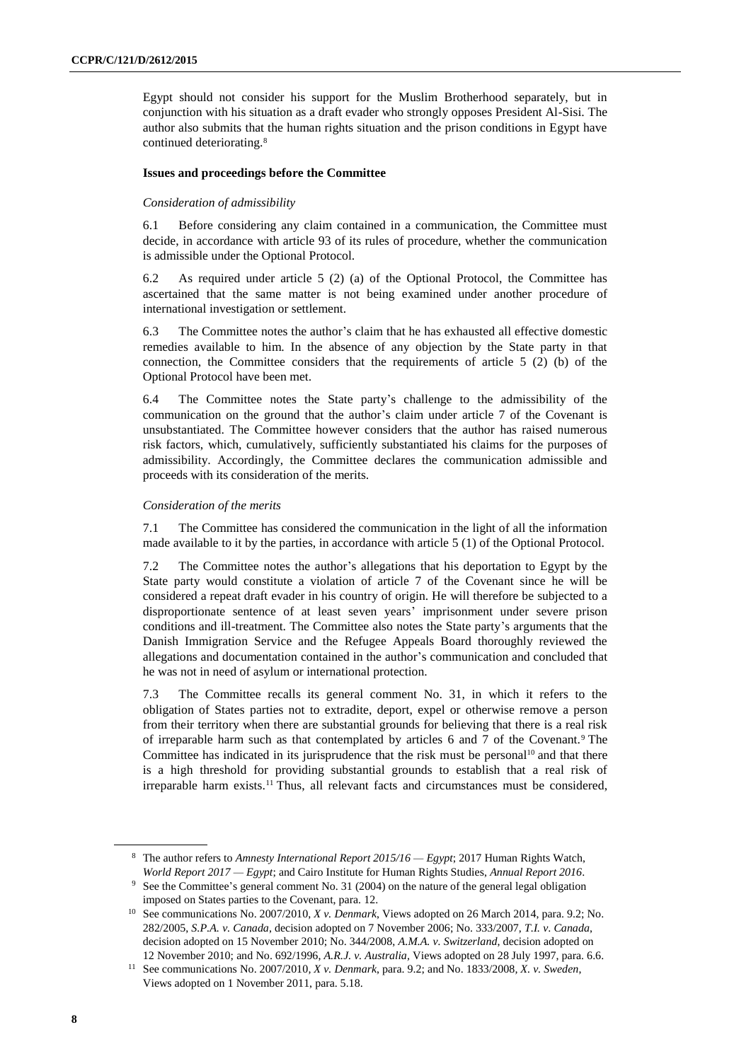Egypt should not consider his support for the Muslim Brotherhood separately, but in conjunction with his situation as a draft evader who strongly opposes President Al-Sisi. The author also submits that the human rights situation and the prison conditions in Egypt have continued deteriorating.[8]

### Issues and proceedings before the Committee

*Consideration of admissibility*

6.1 Before considering any claim contained in a communication, the Committee must decide, in accordance with article 93 of its rules of procedure, whether the communication is admissible under the Optional Protocol.

6.2 As required under article 5 (2) (a) of the Optional Protocol, the Committee has ascertained that the same matter is not being examined under another procedure of international investigation or settlement.

6.3 The Committee notes the author's claim that he has exhausted all effective domestic remedies available to him. In the absence of any objection by the State party in that connection, the Committee considers that the requirements of article 5 (2) (b) of the Optional Protocol have been met.

6.4 The Committee notes the State party's challenge to the admissibility of the communication on the ground that the author's claim under article 7 of the Covenant is unsubstantiated. The Committee however considers that the author has raised numerous risk factors, which, cumulatively, sufficiently substantiated his claims for the purposes of admissibility. Accordingly, the Committee declares the communication admissible and proceeds with its consideration of the merits.

*Consideration of the merits*

7.1 The Committee has considered the communication in the light of all the information made available to it by the parties, in accordance with article 5 (1) of the Optional Protocol.

7.2 The Committee notes the author's allegations that his deportation to Egypt by the State party would constitute a violation of article 7 of the Covenant since he will be considered a repeat draft evader in his country of origin. He will therefore be subjected to a disproportionate sentence of at least seven years' imprisonment under severe prison conditions and ill-treatment. The Committee also notes the State party's arguments that the Danish Immigration Service and the Refugee Appeals Board thoroughly reviewed the allegations and documentation contained in the author's communication and concluded that he was not in need of asylum or international protection.

7.3 The Committee recalls its general comment No. 31, in which it refers to the obligation of States parties not to extradite, deport, expel or otherwise remove a person from their territory when there are substantial grounds for believing that there is a real risk of irreparable harm such as that contemplated by articles 6 and 7 of the Covenant.[9] The Committee has indicated in its jurisprudence that the risk must be personal[10] and that there is a high threshold for providing substantial grounds to establish that a real risk of irreparable harm exists.[11] Thus, all relevant facts and circumstances must be considered,

---

[8] The author refers to *Amnesty International Report 2015/16 — Egypt*; 2017 Human Rights Watch, *World Report 2017 — Egypt*; and Cairo Institute for Human Rights Studies, *Annual Report 2016*.

[9] See the Committee's general comment No. 31 (2004) on the nature of the general legal obligation imposed on States parties to the Covenant, para. 12.

[10] See communications No. 2007/2010, *X v. Denmark*, Views adopted on 26 March 2014, para. 9.2; No. 282/2005, *S.P.A. v. Canada*, decision adopted on 7 November 2006; No. 333/2007, *T.I. v. Canada*, decision adopted on 15 November 2010; No. 344/2008, *A.M.A. v. Switzerland*, decision adopted on 12 November 2010; and No. 692/1996, *A.R.J. v. Australia*, Views adopted on 28 July 1997, para. 6.6.

[11] See communications No. 2007/2010, *X v. Denmark*, para. 9.2; and No. 1833/2008, *X. v. Sweden*, Views adopted on 1 November 2011, para. 5.18.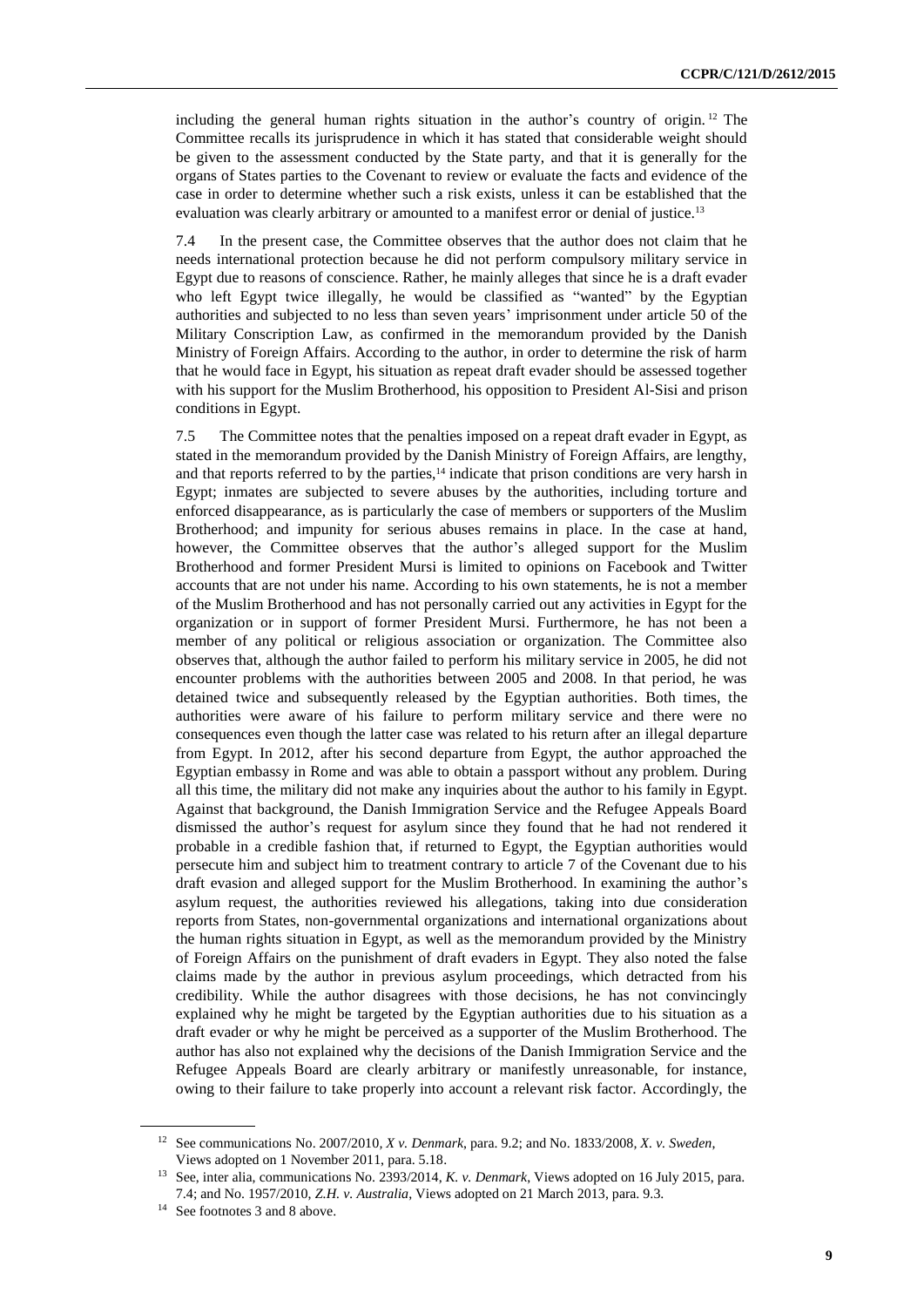including the general human rights situation in the author's country of origin.[12] The Committee recalls its jurisprudence in which it has stated that considerable weight should be given to the assessment conducted by the State party, and that it is generally for the organs of States parties to the Covenant to review or evaluate the facts and evidence of the case in order to determine whether such a risk exists, unless it can be established that the evaluation was clearly arbitrary or amounted to a manifest error or denial of justice.[13]

7.4 In the present case, the Committee observes that the author does not claim that he needs international protection because he did not perform compulsory military service in Egypt due to reasons of conscience. Rather, he mainly alleges that since he is a draft evader who left Egypt twice illegally, he would be classified as "wanted" by the Egyptian authorities and subjected to no less than seven years' imprisonment under article 50 of the Military Conscription Law, as confirmed in the memorandum provided by the Danish Ministry of Foreign Affairs. According to the author, in order to determine the risk of harm that he would face in Egypt, his situation as repeat draft evader should be assessed together with his support for the Muslim Brotherhood, his opposition to President Al-Sisi and prison conditions in Egypt.

7.5 The Committee notes that the penalties imposed on a repeat draft evader in Egypt, as stated in the memorandum provided by the Danish Ministry of Foreign Affairs, are lengthy, and that reports referred to by the parties,[14] indicate that prison conditions are very harsh in Egypt; inmates are subjected to severe abuses by the authorities, including torture and enforced disappearance, as is particularly the case of members or supporters of the Muslim Brotherhood; and impunity for serious abuses remains in place. In the case at hand, however, the Committee observes that the author's alleged support for the Muslim Brotherhood and former President Mursi is limited to opinions on Facebook and Twitter accounts that are not under his name. According to his own statements, he is not a member of the Muslim Brotherhood and has not personally carried out any activities in Egypt for the organization or in support of former President Mursi. Furthermore, he has not been a member of any political or religious association or organization. The Committee also observes that, although the author failed to perform his military service in 2005, he did not encounter problems with the authorities between 2005 and 2008. In that period, he was detained twice and subsequently released by the Egyptian authorities. Both times, the authorities were aware of his failure to perform military service and there were no consequences even though the latter case was related to his return after an illegal departure from Egypt. In 2012, after his second departure from Egypt, the author approached the Egyptian embassy in Rome and was able to obtain a passport without any problem. During all this time, the military did not make any inquiries about the author to his family in Egypt. Against that background, the Danish Immigration Service and the Refugee Appeals Board dismissed the author's request for asylum since they found that he had not rendered it probable in a credible fashion that, if returned to Egypt, the Egyptian authorities would persecute him and subject him to treatment contrary to article 7 of the Covenant due to his draft evasion and alleged support for the Muslim Brotherhood. In examining the author's asylum request, the authorities reviewed his allegations, taking into due consideration reports from States, non-governmental organizations and international organizations about the human rights situation in Egypt, as well as the memorandum provided by the Ministry of Foreign Affairs on the punishment of draft evaders in Egypt. They also noted the false claims made by the author in previous asylum proceedings, which detracted from his credibility. While the author disagrees with those decisions, he has not convincingly explained why he might be targeted by the Egyptian authorities due to his situation as a draft evader or why he might be perceived as a supporter of the Muslim Brotherhood. The author has also not explained why the decisions of the Danish Immigration Service and the Refugee Appeals Board are clearly arbitrary or manifestly unreasonable, for instance, owing to their failure to take properly into account a relevant risk factor. Accordingly, the

---

[12] See communications No. 2007/2010, *X v. Denmark*, para. 9.2; and No. 1833/2008, *X. v. Sweden*, Views adopted on 1 November 2011, para. 5.18.

[13] See, inter alia, communications No. 2393/2014, *K. v. Denmark*, Views adopted on 16 July 2015, para. 7.4; and No. 1957/2010, *Z.H. v. Australia*, Views adopted on 21 March 2013, para. 9.3.

[14] See footnotes 3 and 8 above.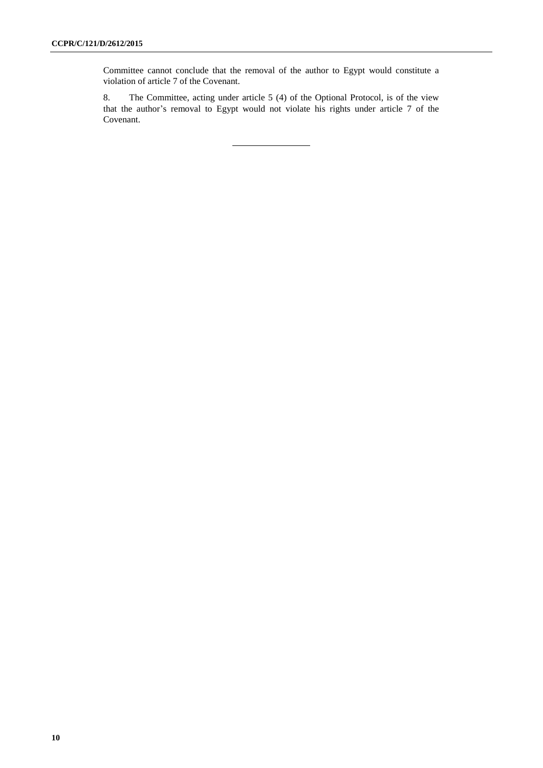Committee cannot conclude that the removal of the author to Egypt would constitute a violation of article 7 of the Covenant.

8. The Committee, acting under article 5 (4) of the Optional Protocol, is of the view that the author's removal to Egypt would not violate his rights under article 7 of the Covenant.